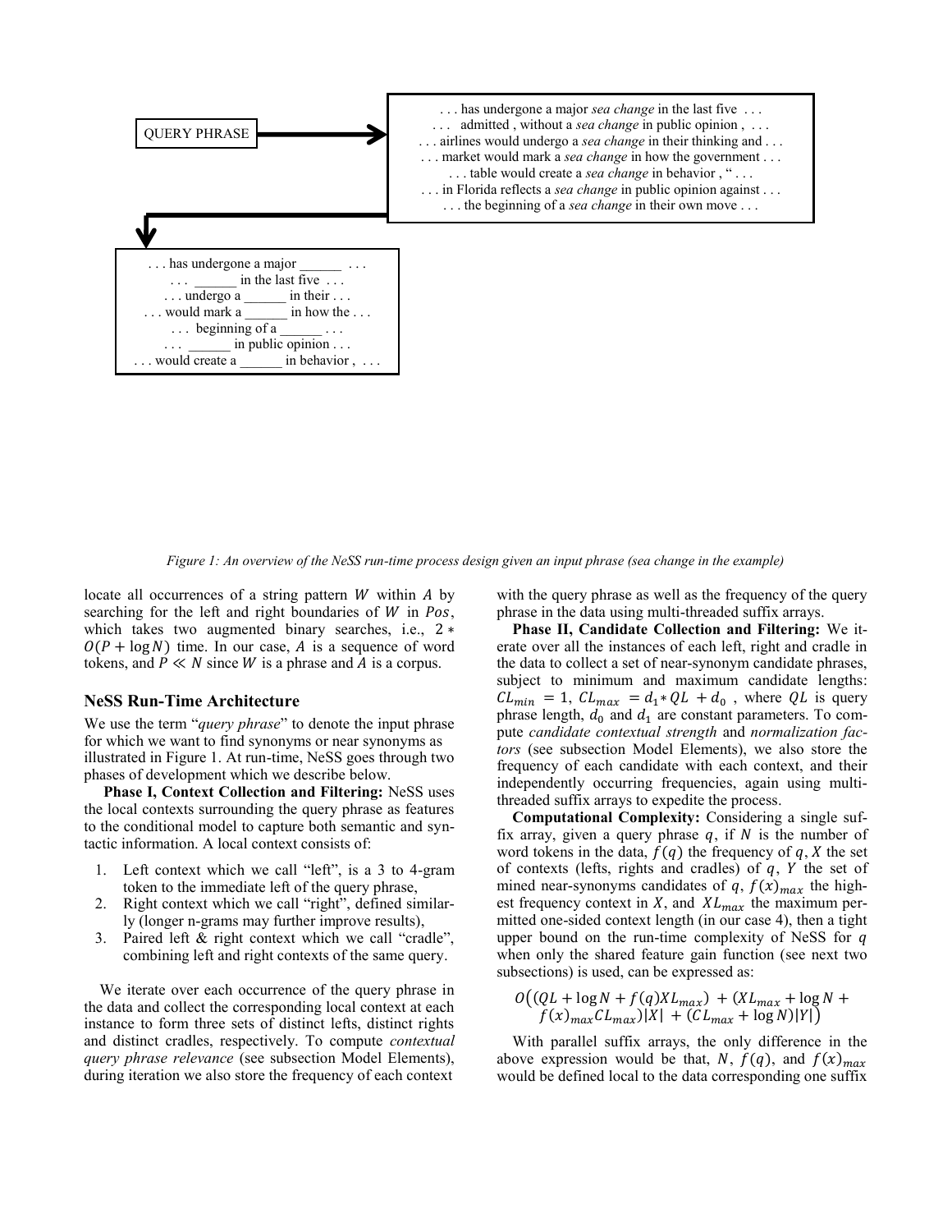QUERY PHRASE

. . . has undergone a major *sea change* in the last five . . .
. . . admitted , without a *sea change* in public opinion , . . .
. . . airlines would undergo a *sea change* in their thinking and . . .
. . . market would mark a *sea change* in how the government . . .
. . . table would create a *sea change* in behavior , " . . .
. . . in Florida reflects a *sea change* in public opinion against . . .
. . . the beginning of a *sea change* in their own move . . .

. . . has undergone a major ______ . . .
. . . ______ in the last five . . .
. . . undergo a ______ in their . . .
. . . would mark a ______ in how the . . .
. . . beginning of a ______ . . .
. . . ______ in public opinion . . .
. . . would create a ______ in behavior , . . .

*Figure 1: An overview of the NeSS run-time process design given an input phrase (sea change in the example)*

locate all occurrences of a string pattern $W$ within $A$ by searching for the left and right boundaries of $W$ in $Pos$, which takes two augmented binary searches, i.e., $2 * O(P + \log N)$ time. In our case, $A$ is a sequence of word tokens, and $P \ll N$ since $W$ is a phrase and $A$ is a corpus.

## NeSS Run-Time Architecture

We use the term "*query phrase*" to denote the input phrase for which we want to find synonyms or near synonyms as illustrated in Figure 1. At run-time, NeSS goes through two phases of development which we describe below.

**Phase I, Context Collection and Filtering:** NeSS uses the local contexts surrounding the query phrase as features to the conditional model to capture both semantic and syntactic information. A local context consists of:

1. Left context which we call "left", is a 3 to 4-gram token to the immediate left of the query phrase,
2. Right context which we call "right", defined similarly (longer n-grams may further improve results),
3. Paired left & right context which we call "cradle", combining left and right contexts of the same query.

We iterate over each occurrence of the query phrase in the data and collect the corresponding local context at each instance to form three sets of distinct lefts, distinct rights and distinct cradles, respectively. To compute *contextual query phrase relevance* (see subsection Model Elements), during iteration we also store the frequency of each context with the query phrase as well as the frequency of the query phrase in the data using multi-threaded suffix arrays.

**Phase II, Candidate Collection and Filtering:** We iterate over all the instances of each left, right and cradle in the data to collect a set of near-synonym candidate phrases, subject to minimum and maximum candidate lengths: $CL_{min} = 1$, $CL_{max} = d_1 * QL + d_0$ , where $QL$ is query phrase length, $d_0$ and $d_1$ are constant parameters. To compute *candidate contextual strength* and *normalization factors* (see subsection Model Elements), we also store the frequency of each candidate with each context, and their independently occurring frequencies, again using multi-threaded suffix arrays to expedite the process.

**Computational Complexity:** Considering a single suffix array, given a query phrase $q$, if $N$ is the number of word tokens in the data, $f(q)$ the frequency of $q$, $X$ the set of contexts (lefts, rights and cradles) of $q$, $Y$ the set of mined near-synonyms candidates of $q$, $f(x)_{max}$ the highest frequency context in $X$, and $XL_{max}$ the maximum permitted one-sided context length (in our case 4), then a tight upper bound on the run-time complexity of NeSS for $q$ when only the shared feature gain function (see next two subsections) is used, can be expressed as:

$$O\big((QL + \log N + f(q)XL_{max}) + (XL_{max} + \log N + f(x)_{max}CL_{max})|X| + (CL_{max} + \log N)|Y|\big)$$

With parallel suffix arrays, the only difference in the above expression would be that, $N$, $f(q)$, and $f(x)_{max}$ would be defined local to the data corresponding one suffix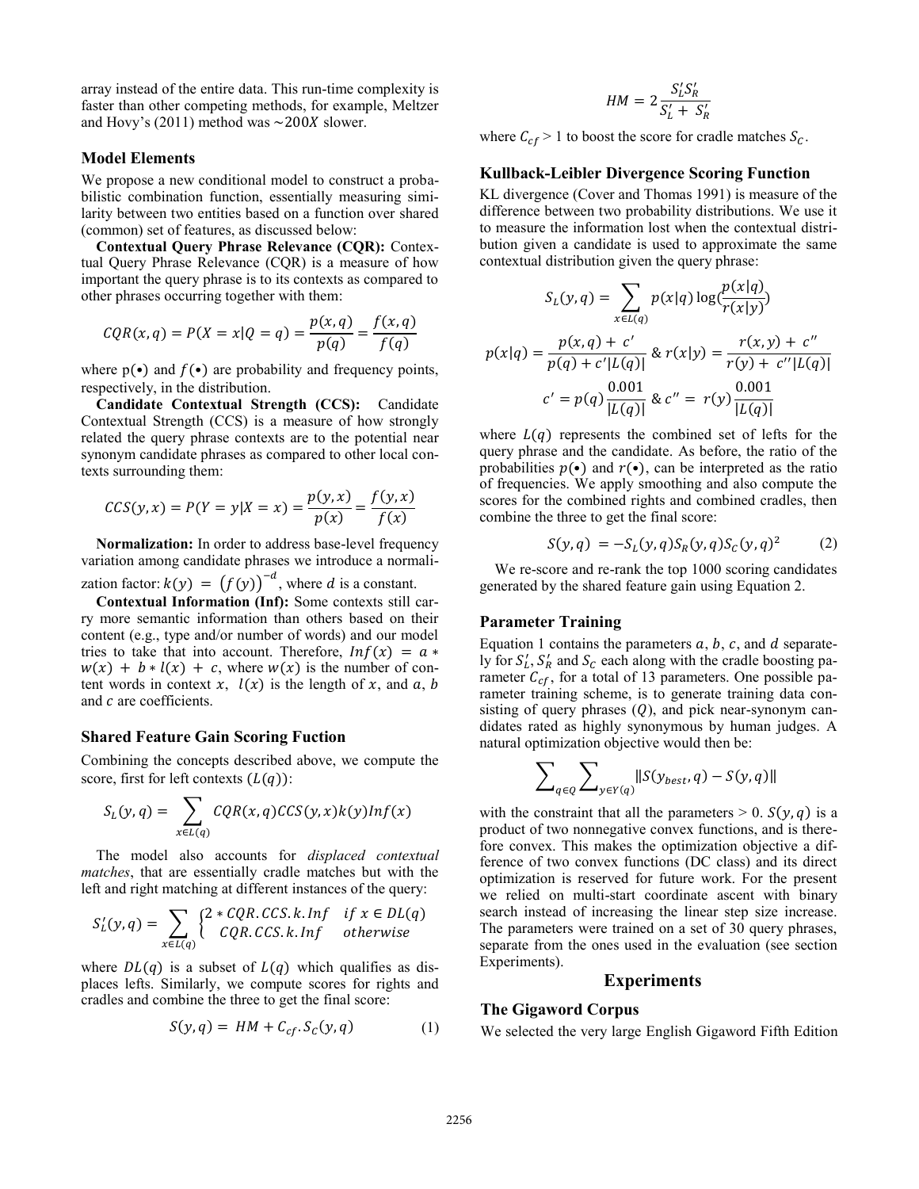array instead of the entire data. This run-time complexity is faster than other competing methods, for example, Meltzer and Hovy's (2011) method was $\sim 200X$ slower.

### Model Elements

We propose a new conditional model to construct a probabilistic combination function, essentially measuring similarity between two entities based on a function over shared (common) set of features, as discussed below:

**Contextual Query Phrase Relevance (CQR):** Contextual Query Phrase Relevance (CQR) is a measure of how important the query phrase is to its contexts as compared to other phrases occurring together with them:

$$CQR(x, q) = P(X = x | Q = q) = \frac{p(x, q)}{p(q)} = \frac{f(x, q)}{f(q)}$$

where $p(\bullet)$ and $f(\bullet)$ are probability and frequency points, respectively, in the distribution.

**Candidate Contextual Strength (CCS):** Candidate Contextual Strength (CCS) is a measure of how strongly related the query phrase contexts are to the potential near synonym candidate phrases as compared to other local contexts surrounding them:

$$CCS(y, x) = P(Y = y | X = x) = \frac{p(y, x)}{p(x)} = \frac{f(y, x)}{f(x)}$$

**Normalization:** In order to address base-level frequency variation among candidate phrases we introduce a normalization factor: $k(y) = \left(f(y)\right)^{-d}$, where $d$ is a constant.

**Contextual Information (Inf):** Some contexts still carry more semantic information than others based on their content (e.g., type and/or number of words) and our model tries to take that into account. Therefore, $Inf(x) = a * w(x) + b * l(x) + c$, where $w(x)$ is the number of content words in context $x$, $l(x)$ is the length of $x$, and $a$, $b$ and $c$ are coefficients.

### Shared Feature Gain Scoring Fuction

Combining the concepts described above, we compute the score, first for left contexts ($L(q)$):

$$S_L(y, q) = \sum_{x \in L(q)} CQR(x, q) CCS(y, x) k(y) Inf(x)$$

The model also accounts for *displaced contextual matches*, that are essentially cradle matches but with the left and right matching at different instances of the query:

$$S'_L(y, q) = \sum_{x \in L(q)} \begin{cases} 2 * CQR.CCS.k.Inf & if\ x \in DL(q) \\ CQR.CCS.k.Inf & otherwise \end{cases}$$

where $DL(q)$ is a subset of $L(q)$ which qualifies as displaces lefts. Similarly, we compute scores for rights and cradles and combine the three to get the final score:

$$S(y, q) = HM + C_{cf}.S_C(y, q) \qquad (1)$$

$$HM = 2\frac{S'_L S'_R}{S'_L + S'_R}$$

where $C_{cf} > 1$ to boost the score for cradle matches $S_C$.

### Kullback-Leibler Divergence Scoring Function

KL divergence (Cover and Thomas 1991) is measure of the difference between two probability distributions. We use it to measure the information lost when the contextual distribution given a candidate is used to approximate the same contextual distribution given the query phrase:

$$S_L(y, q) = \sum_{x \in L(q)} p(x|q) \log\left(\frac{p(x|q)}{r(x|y)}\right)$$

$$p(x|q) = \frac{p(x, q) + c'}{p(q) + c'|L(q)|} \ \&\ r(x|y) = \frac{r(x, y) + c''}{r(y) + c''|L(q)|}$$

$$c' = p(q)\frac{0.001}{|L(q)|} \ \&\ c'' = r(y)\frac{0.001}{|L(q)|}$$

where $L(q)$ represents the combined set of lefts for the query phrase and the candidate. As before, the ratio of the probabilities $p(\bullet)$ and $r(\bullet)$, can be interpreted as the ratio of frequencies. We apply smoothing and also compute the scores for the combined rights and combined cradles, then combine the three to get the final score:

$$S(y, q) = -S_L(y, q) S_R(y, q) S_C(y, q)^2 \qquad (2)$$

We re-score and re-rank the top 1000 scoring candidates generated by the shared feature gain using Equation 2.

### Parameter Training

Equation 1 contains the parameters $a$, $b$, $c$, and $d$ separately for $S'_L$, $S'_R$ and $S_C$ each along with the cradle boosting parameter $C_{cf}$, for a total of 13 parameters. One possible parameter training scheme, is to generate training data consisting of query phrases ($Q$), and pick near-synonym candidates rated as highly synonymous by human judges. A natural optimization objective would then be:

$$\sum_{q \in Q} \sum_{y \in Y(q)} \| S(y_{best}, q) - S(y, q) \|$$

with the constraint that all the parameters > 0. $S(y, q)$ is a product of two nonnegative convex functions, and is therefore convex. This makes the optimization objective a difference of two convex functions (DC class) and its direct optimization is reserved for future work. For the present we relied on multi-start coordinate ascent with binary search instead of increasing the linear step size increase. The parameters were trained on a set of 30 query phrases, separate from the ones used in the evaluation (see section Experiments).

## Experiments

### The Gigaword Corpus

We selected the very large English Gigaword Fifth Edition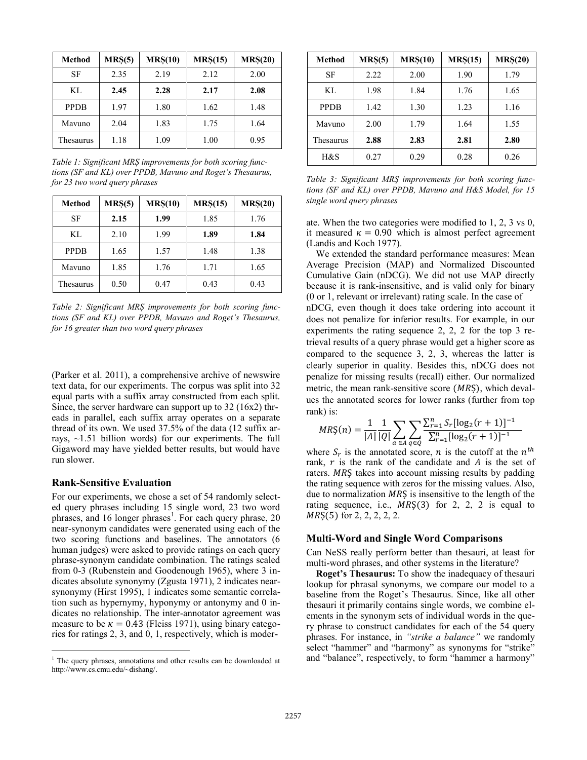| Method | MRŞ(5) | MRŞ(10) | MRŞ(15) | MRŞ(20) |
|---|---|---|---|---|
| SF | 2.35 | 2.19 | 2.12 | 2.00 |
| KL | **2.45** | **2.28** | **2.17** | **2.08** |
| PPDB | 1.97 | 1.80 | 1.62 | 1.48 |
| Mavuno | 2.04 | 1.83 | 1.75 | 1.64 |
| Thesaurus | 1.18 | 1.09 | 1.00 | 0.95 |

*Table 1: Significant MRŞ improvements for both scoring functions (SF and KL) over PPDB, Mavuno and Roget's Thesaurus, for 23 two word query phrases*

| Method | MRŞ(5) | MRŞ(10) | MRŞ(15) | MRŞ(20) |
|---|---|---|---|---|
| SF | **2.15** | **1.99** | 1.85 | 1.76 |
| KL | 2.10 | 1.99 | **1.89** | **1.84** |
| PPDB | 1.65 | 1.57 | 1.48 | 1.38 |
| Mavuno | 1.85 | 1.76 | 1.71 | 1.65 |
| Thesaurus | 0.50 | 0.47 | 0.43 | 0.43 |

*Table 2: Significant MRŞ improvements for both scoring functions (SF and KL) over PPDB, Mavuno and Roget's Thesaurus, for 16 greater than two word query phrases*

(Parker et al. 2011), a comprehensive archive of newswire text data, for our experiments. The corpus was split into 32 equal parts with a suffix array constructed from each split. Since, the server hardware can support up to 32 (16x2) threads in parallel, each suffix array operates on a separate thread of its own. We used 37.5% of the data (12 suffix arrays, ~1.51 billion words) for our experiments. The full Gigaword may have yielded better results, but would have run slower.

## Rank-Sensitive Evaluation

For our experiments, we chose a set of 54 randomly selected query phrases including 15 single word, 23 two word phrases, and 16 longer phrases[1]. For each query phrase, 20 near-synonym candidates were generated using each of the two scoring functions and baselines. The annotators (6 human judges) were asked to provide ratings on each query phrase-synonym candidate combination. The ratings scaled from 0-3 (Rubenstein and Goodenough 1965), where 3 indicates absolute synonymy (Zgusta 1971), 2 indicates near-synonymy (Hirst 1995), 1 indicates some semantic correlation such as hypernymy, hyponymy or antonymy and 0 indicates no relationship. The inter-annotator agreement was measure to be $\kappa = 0.43$ (Fleiss 1971), using binary categories for ratings 2, 3, and 0, 1, respectively, which is moderate. When the two categories were modified to 1, 2, 3 vs 0, it measured $\kappa = 0.90$ which is almost perfect agreement (Landis and Koch 1977).

[1] The query phrases, annotations and other results can be downloaded at http://www.cs.cmu.edu/~dishang/.

| Method | MRŞ(5) | MRŞ(10) | MRŞ(15) | MRŞ(20) |
|---|---|---|---|---|
| SF | 2.22 | 2.00 | 1.90 | 1.79 |
| KL | 1.98 | 1.84 | 1.76 | 1.65 |
| PPDB | 1.42 | 1.30 | 1.23 | 1.16 |
| Mavuno | 2.00 | 1.79 | 1.64 | 1.55 |
| Thesaurus | **2.88** | **2.83** | **2.81** | **2.80** |
| H&S | 0.27 | 0.29 | 0.28 | 0.26 |

*Table 3: Significant MRŞ improvements for both scoring functions (SF and KL) over PPDB, Mavuno and H&S Model, for 15 single word query phrases*

We extended the standard performance measures: Mean Average Precision (MAP) and Normalized Discounted Cumulative Gain (nDCG). We did not use MAP directly because it is rank-insensitive, and is valid only for binary (0 or 1, relevant or irrelevant) rating scale. In the case of nDCG, even though it does take ordering into account it does not penalize for inferior results. For example, in our experiments the rating sequence 2, 2, 2 for the top 3 retrieval results of a query phrase would get a higher score as compared to the sequence 3, 2, 3, whereas the latter is clearly superior in quality. Besides this, nDCG does not penalize for missing results (recall) either. Our normalized metric, the mean rank-sensitive score ($MRŞ$), which devalues the annotated scores for lower ranks (further from top rank) is:

$$MRŞ(n) = \frac{1}{|A|}\frac{1}{|Q|}\sum_{a\in A}\sum_{q\in Q}\frac{\sum_{r=1}^{n} S_r[\log_2(r+1)]^{-1}}{\sum_{r=1}^{n}[\log_2(r+1)]^{-1}}$$

where $S_r$ is the annotated score, $n$ is the cutoff at the $n^{th}$ rank, $r$ is the rank of the candidate and $A$ is the set of raters. $MRŞ$ takes into account missing results by padding the rating sequence with zeros for the missing values. Also, due to normalization $MRŞ$ is insensitive to the length of the rating sequence, i.e., $MRŞ(3)$ for 2, 2, 2 is equal to $MRŞ(5)$ for 2, 2, 2, 2, 2.

## Multi-Word and Single Word Comparisons

Can NeSS really perform better than thesauri, at least for multi-word phrases, and other systems in the literature?

**Roget's Thesaurus:** To show the inadequacy of thesauri lookup for phrasal synonyms, we compare our model to a baseline from the Roget's Thesaurus. Since, like all other thesauri it primarily contains single words, we combine elements in the synonym sets of individual words in the query phrase to construct candidates for each of the 54 query phrases. For instance, in *"strike a balance"* we randomly select "hammer" and "harmony" as synonyms for "strike" and "balance", respectively, to form "hammer a harmony"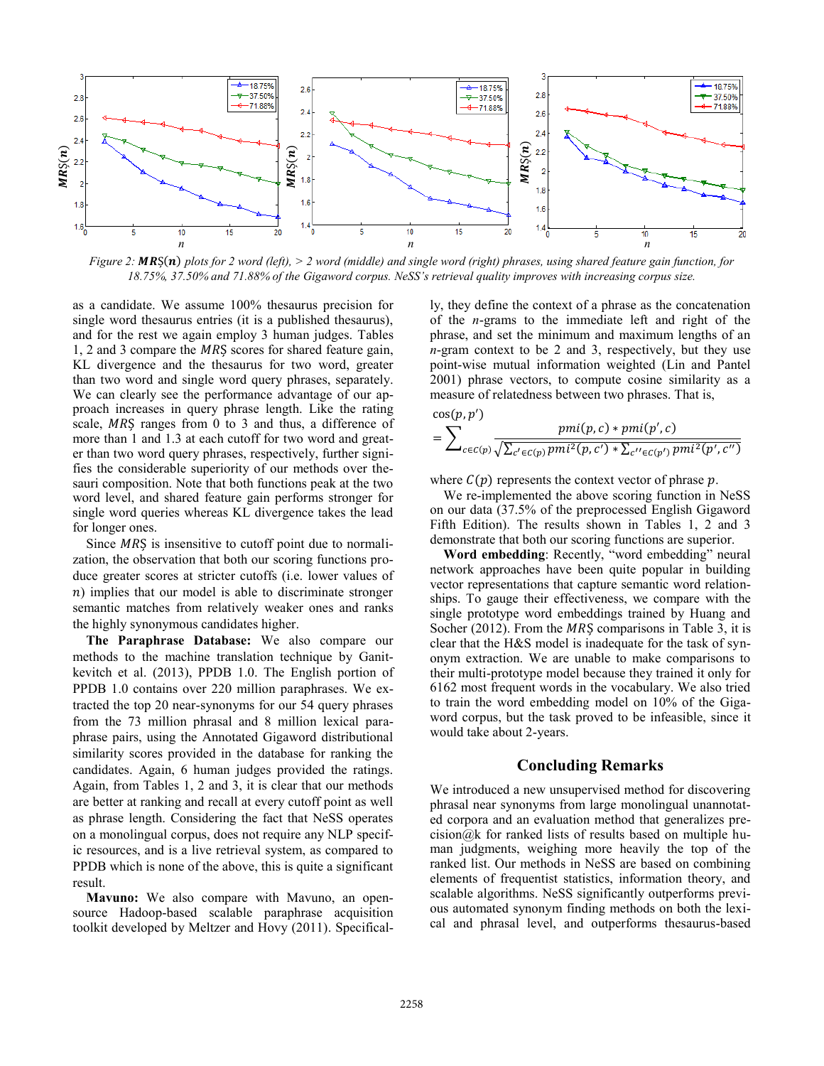MRŞ(n)
n
18.75%
37.50%
71.88%

*Figure 2: $\boldsymbol{MR\c{S}(n)}$ plots for 2 word (left), > 2 word (middle) and single word (right) phrases, using shared feature gain function, for 18.75%, 37.50% and 71.88% of the Gigaword corpus. NeSS's retrieval quality improves with increasing corpus size.*

as a candidate. We assume 100% thesaurus precision for single word thesaurus entries (it is a published thesaurus), and for the rest we again employ 3 human judges. Tables 1, 2 and 3 compare the $MR\c{S}$ scores for shared feature gain, KL divergence and the thesaurus for two word, greater than two word and single word query phrases, separately. We can clearly see the performance advantage of our approach increases in query phrase length. Like the rating scale, $MR\c{S}$ ranges from 0 to 3 and thus, a difference of more than 1 and 1.3 at each cutoff for two word and greater than two word query phrases, respectively, further signifies the considerable superiority of our methods over thesauri composition. Note that both functions peak at the two word level, and shared feature gain performs stronger for single word queries whereas KL divergence takes the lead for longer ones.

Since $MR\c{S}$ is insensitive to cutoff point due to normalization, the observation that both our scoring functions produce greater scores at stricter cutoffs (i.e. lower values of $n$) implies that our model is able to discriminate stronger semantic matches from relatively weaker ones and ranks the highly synonymous candidates higher.

**The Paraphrase Database:** We also compare our methods to the machine translation technique by Ganitkevitch et al. (2013), PPDB 1.0. The English portion of PPDB 1.0 contains over 220 million paraphrases. We extracted the top 20 near-synonyms for our 54 query phrases from the 73 million phrasal and 8 million lexical paraphrase pairs, using the Annotated Gigaword distributional similarity scores provided in the database for ranking the candidates. Again, 6 human judges provided the ratings. Again, from Tables 1, 2 and 3, it is clear that our methods are better at ranking and recall at every cutoff point as well as phrase length. Considering the fact that NeSS operates on a monolingual corpus, does not require any NLP specific resources, and is a live retrieval system, as compared to PPDB which is none of the above, this is quite a significant result.

**Mavuno:** We also compare with Mavuno, an open-source Hadoop-based scalable paraphrase acquisition toolkit developed by Meltzer and Hovy (2011). Specifically, they define the context of a phrase as the concatenation of the $n$-grams to the immediate left and right of the phrase, and set the minimum and maximum lengths of an $n$-gram context to be 2 and 3, respectively, but they use point-wise mutual information weighted (Lin and Pantel 2001) phrase vectors, to compute cosine similarity as a measure of relatedness between two phrases. That is,

$$\cos(p, p') = \sum_{c \in C(p)} \frac{pmi(p, c) * pmi(p', c)}{\sqrt{\sum_{c' \in C(p)} pmi^2(p, c') * \sum_{c'' \in C(p')} pmi^2(p', c'')}}$$

where $C(p)$ represents the context vector of phrase $p$.

We re-implemented the above scoring function in NeSS on our data (37.5% of the preprocessed English Gigaword Fifth Edition). The results shown in Tables 1, 2 and 3 demonstrate that both our scoring functions are superior.

**Word embedding**: Recently, "word embedding" neural network approaches have been quite popular in building vector representations that capture semantic word relationships. To gauge their effectiveness, we compare with the single prototype word embeddings trained by Huang and Socher (2012). From the $MR\c{S}$ comparisons in Table 3, it is clear that the H&S model is inadequate for the task of synonym extraction. We are unable to make comparisons to their multi-prototype model because they trained it only for 6162 most frequent words in the vocabulary. We also tried to train the word embedding model on 10% of the Gigaword corpus, but the task proved to be infeasible, since it would take about 2-years.

## Concluding Remarks

We introduced a new unsupervised method for discovering phrasal near synonyms from large monolingual unannotated corpora and an evaluation method that generalizes precision@k for ranked lists of results based on multiple human judgments, weighing more heavily the top of the ranked list. Our methods in NeSS are based on combining elements of frequentist statistics, information theory, and scalable algorithms. NeSS significantly outperforms previous automated synonym finding methods on both the lexical and phrasal level, and outperforms thesaurus-based